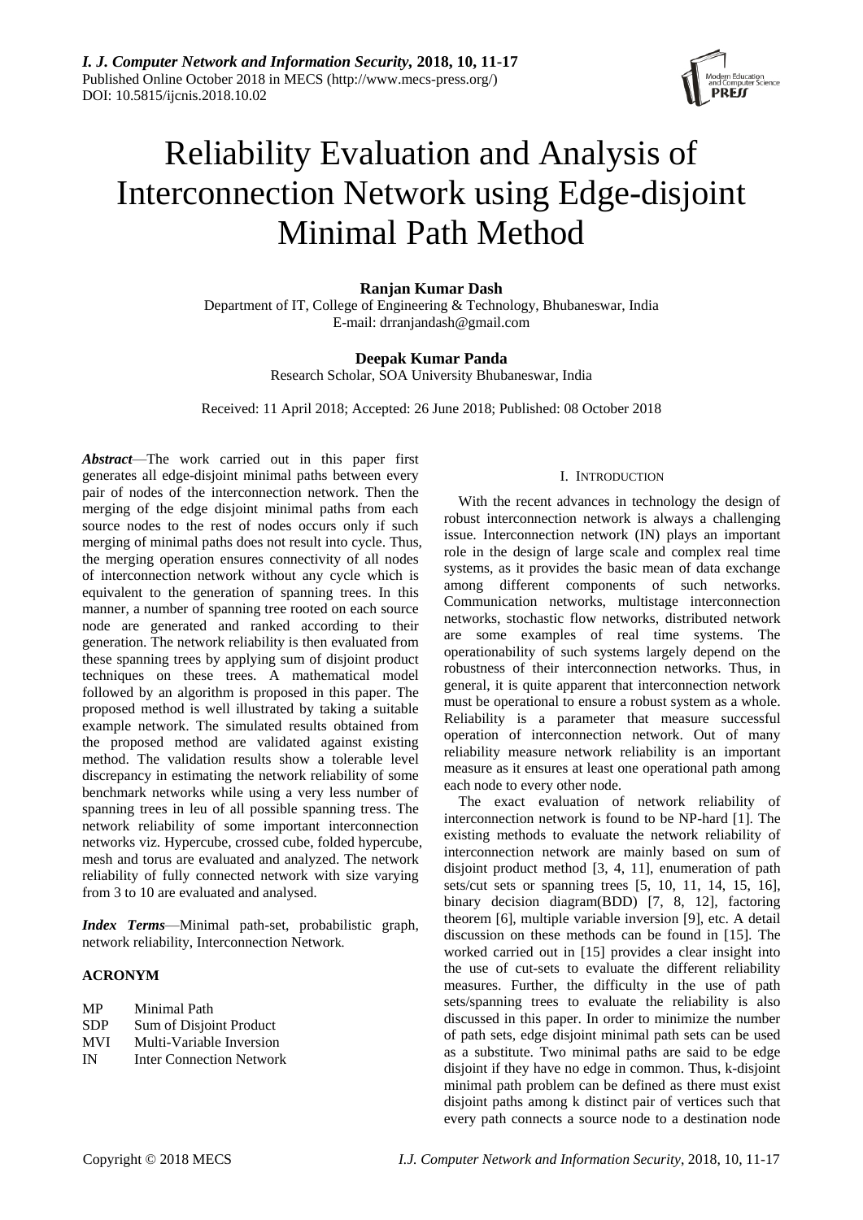# Reliability Evaluation and Analysis of Interconnection Network using Edge-disjoint Minimal Path Method

**Ranjan Kumar Dash**
Department of IT, College of Engineering & Technology, Bhubaneswar, India
E-mail: drranjandash@gmail.com

**Deepak Kumar Panda**
Research Scholar, SOA University Bhubaneswar, India

Received: 11 April 2018; Accepted: 26 June 2018; Published: 08 October 2018

***Abstract***—The work carried out in this paper first generates all edge-disjoint minimal paths between every pair of nodes of the interconnection network. Then the merging of the edge disjoint minimal paths from each source nodes to the rest of nodes occurs only if such merging of minimal paths does not result into cycle. Thus, the merging operation ensures connectivity of all nodes of interconnection network without any cycle which is equivalent to the generation of spanning trees. In this manner, a number of spanning tree rooted on each source node are generated and ranked according to their generation. The network reliability is then evaluated from these spanning trees by applying sum of disjoint product techniques on these trees. A mathematical model followed by an algorithm is proposed in this paper. The proposed method is well illustrated by taking a suitable example network. The simulated results obtained from the proposed method are validated against existing method. The validation results show a tolerable level discrepancy in estimating the network reliability of some benchmark networks while using a very less number of spanning trees in leu of all possible spanning tress. The network reliability of some important interconnection networks viz. Hypercube, crossed cube, folded hypercube, mesh and torus are evaluated and analyzed. The network reliability of fully connected network with size varying from 3 to 10 are evaluated and analysed.

***Index Terms***—Minimal path-set, probabilistic graph, network reliability, Interconnection Network.

**ACRONYM**

| | |
|---|---|
| MP | Minimal Path |
| SDP | Sum of Disjoint Product |
| MVI | Multi-Variable Inversion |
| IN | Inter Connection Network |

## I. Introduction

With the recent advances in technology the design of robust interconnection network is always a challenging issue. Interconnection network (IN) plays an important role in the design of large scale and complex real time systems, as it provides the basic mean of data exchange among different components of such networks. Communication networks, multistage interconnection networks, stochastic flow networks, distributed network are some examples of real time systems. The operationability of such systems largely depend on the robustness of their interconnection networks. Thus, in general, it is quite apparent that interconnection network must be operational to ensure a robust system as a whole. Reliability is a parameter that measure successful operation of interconnection network. Out of many reliability measure network reliability is an important measure as it ensures at least one operational path among each node to every other node.

The exact evaluation of network reliability of interconnection network is found to be NP-hard [1]. The existing methods to evaluate the network reliability of interconnection network are mainly based on sum of disjoint product method [3, 4, 11], enumeration of path sets/cut sets or spanning trees [5, 10, 11, 14, 15, 16], binary decision diagram(BDD) [7, 8, 12], factoring theorem [6], multiple variable inversion [9], etc. A detail discussion on these methods can be found in [15]. The worked carried out in [15] provides a clear insight into the use of cut-sets to evaluate the different reliability measures. Further, the difficulty in the use of path sets/spanning trees to evaluate the reliability is also discussed in this paper. In order to minimize the number of path sets, edge disjoint minimal path sets can be used as a substitute. Two minimal paths are said to be edge disjoint if they have no edge in common. Thus, k-disjoint minimal path problem can be defined as there must exist disjoint paths among k distinct pair of vertices such that every path connects a source node to a destination node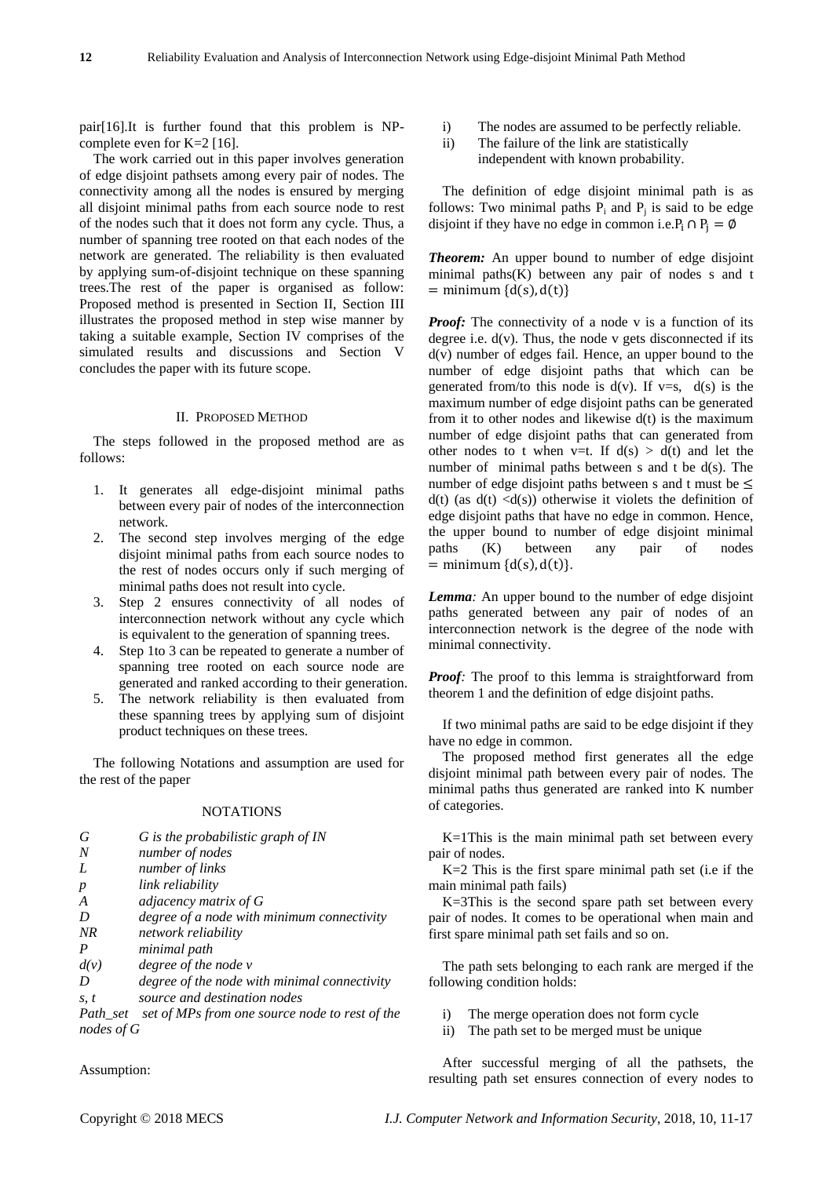pair[16].It is further found that this problem is NP-complete even for K=2 [16].

The work carried out in this paper involves generation of edge disjoint pathsets among every pair of nodes. The connectivity among all the nodes is ensured by merging all disjoint minimal paths from each source node to rest of the nodes such that it does not form any cycle. Thus, a number of spanning tree rooted on that each nodes of the network are generated. The reliability is then evaluated by applying sum-of-disjoint technique on these spanning trees.The rest of the paper is organised as follow: Proposed method is presented in Section II, Section III illustrates the proposed method in step wise manner by taking a suitable example, Section IV comprises of the simulated results and discussions and Section V concludes the paper with its future scope.

## II. Proposed Method

The steps followed in the proposed method are as follows:

1. It generates all edge-disjoint minimal paths between every pair of nodes of the interconnection network.
2. The second step involves merging of the edge disjoint minimal paths from each source nodes to the rest of nodes occurs only if such merging of minimal paths does not result into cycle.
3. Step 2 ensures connectivity of all nodes of interconnection network without any cycle which is equivalent to the generation of spanning trees.
4. Step 1to 3 can be repeated to generate a number of spanning tree rooted on each source node are generated and ranked according to their generation.
5. The network reliability is then evaluated from these spanning trees by applying sum of disjoint product techniques on these trees.

The following Notations and assumption are used for the rest of the paper

### NOTATIONS

| | |
|---|---|
| *G* | *G is the probabilistic graph of IN* |
| *N* | *number of nodes* |
| *L* | *number of links* |
| *p* | *link reliability* |
| *A* | *adjacency matrix of G* |
| *D* | *degree of a node with minimum connectivity* |
| *NR* | *network reliability* |
| *P* | *minimal path* |
| *d(v)* | *degree of the node v* |
| *D* | *degree of the node with minimal connectivity* |
| *s, t* | *source and destination nodes* |
| *Path_set* | *set of MPs from one source node to rest of the nodes of G* |

Assumption:

i) The nodes are assumed to be perfectly reliable.
ii) The failure of the link are statistically independent with known probability.

The definition of edge disjoint minimal path is as follows: Two minimal paths $P_i$ and $P_j$ is said to be edge disjoint if they have no edge in common i.e.$P_i \cap P_j = \emptyset$

***Theorem:*** An upper bound to number of edge disjoint minimal paths(K) between any pair of nodes s and t $= \text{minimum}\ \{d(s), d(t)\}$

***Proof:*** The connectivity of a node v is a function of its degree i.e. d(v). Thus, the node v gets disconnected if its d(v) number of edges fail. Hence, an upper bound to the number of edge disjoint paths that which can be generated from/to this node is d(v). If v=s, d(s) is the maximum number of edge disjoint paths can be generated from it to other nodes and likewise d(t) is the maximum number of edge disjoint paths that can generated from other nodes to t when v=t. If d(s) > d(t) and let the number of minimal paths between s and t be d(s). The number of edge disjoint paths between s and t must be $\leq$ d(t) (as d(t) <d(s)) otherwise it violets the definition of edge disjoint paths that have no edge in common. Hence, the upper bound to number of edge disjoint minimal paths (K) between any pair of nodes $= \text{minimum}\ \{d(s), d(t)\}$.

***Lemma:*** An upper bound to the number of edge disjoint paths generated between any pair of nodes of an interconnection network is the degree of the node with minimal connectivity.

***Proof:*** The proof to this lemma is straightforward from theorem 1 and the definition of edge disjoint paths.

If two minimal paths are said to be edge disjoint if they have no edge in common.

The proposed method first generates all the edge disjoint minimal path between every pair of nodes. The minimal paths thus generated are ranked into K number of categories.

K=1This is the main minimal path set between every pair of nodes.

K=2 This is the first spare minimal path set (i.e if the main minimal path fails)

K=3This is the second spare path set between every pair of nodes. It comes to be operational when main and first spare minimal path set fails and so on.

The path sets belonging to each rank are merged if the following condition holds:

i) The merge operation does not form cycle
ii) The path set to be merged must be unique

After successful merging of all the pathsets, the resulting path set ensures connection of every nodes to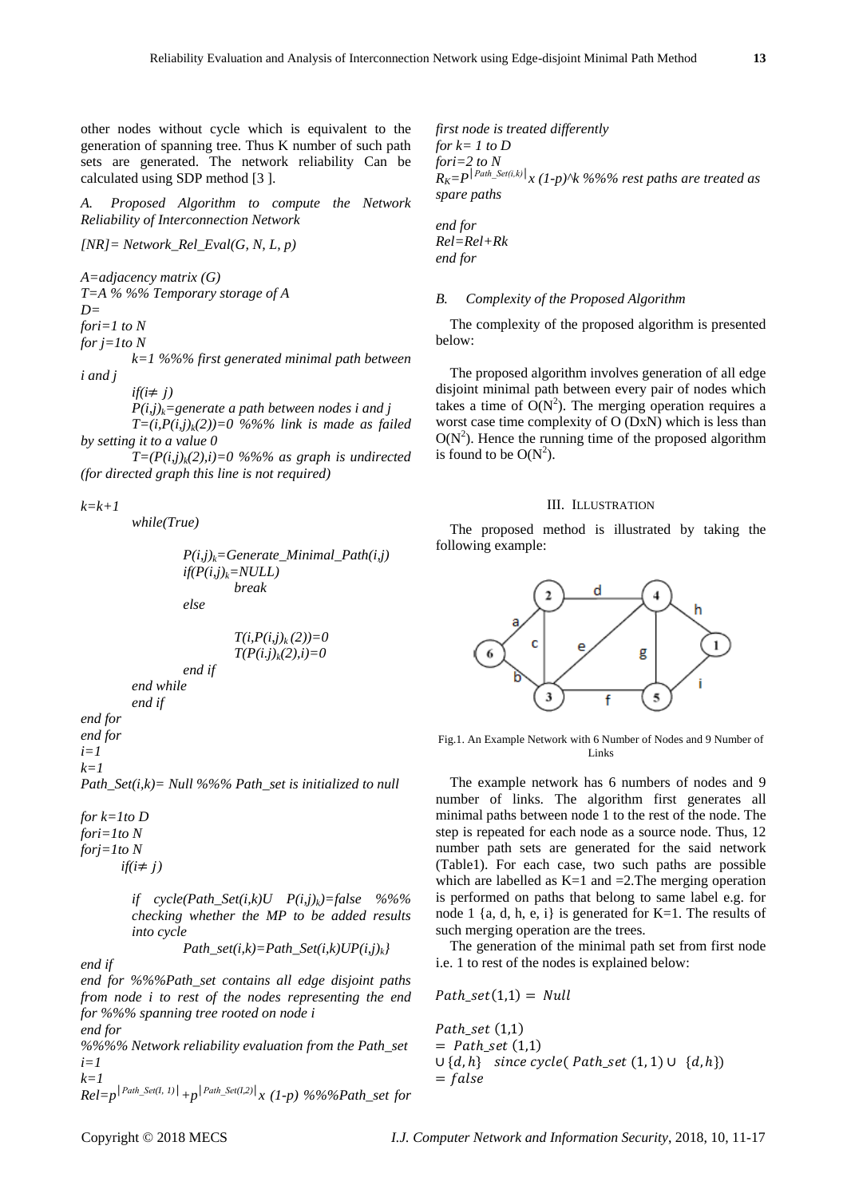other nodes without cycle which is equivalent to the generation of spanning tree. Thus K number of such path sets are generated. The network reliability Can be calculated using SDP method [3 ].

### A. Proposed Algorithm to compute the Network Reliability of Interconnection Network

```
[NR]= Network_Rel_Eval(G, N, L, p)

A=adjacency matrix (G)
T=A % %% Temporary storage of A
D=
fori=1 to N
for j=1to N
        k=1 %%% first generated minimal path between i and j
        if(i≠ j)
        P(i,j)_k=generate a path between nodes i and j
        T=(i,P(i,j)_k(2))=0 %%% link is made as failed by setting it to a value 0
        T=(P(i,j)_k(2),i)=0 %%% as graph is undirected (for directed graph this line is not required)

k=k+1
        while(True)

                P(i,j)_k=Generate_Minimal_Path(i,j)
                if(P(i,j)_k=NULL)
                        break
                else

                        T(i,P(i,j)_k(2))=0
                        T(P(i.j)_k(2),i)=0
                end if
        end while
        end if
end for
end for
i=1
k=1
Path_Set(i,k)= Null %%% Path_set is initialized to null

for k=1to D
fori=1to N
forj=1to N
        if(i≠ j)

        if cycle(Path_Set(i,k)U P(i,j)_k)=false %%% checking whether the MP to be added results into cycle
                Path_set(i,k)=Path_Set(i,k)UP(i,j)_k}
end if
end for %%%Path_set contains all edge disjoint paths from node i to rest of the nodes representing the end for %%% spanning tree rooted on node i
end for
%%%% Network reliability evaluation from the Path_set
i=1
k=1
Rel=p^|Path_Set(I, 1)| +p^|Path_Set(I,2)| x (1-p) %%%Path_set for first node is treated differently
for k= 1 to D
fori=2 to N
R_K=P^|Path_Set(i,k)| x (1-p)^k %%% rest paths are treated as spare paths

end for
Rel=Rel+Rk
end for
```

### B. Complexity of the Proposed Algorithm

The complexity of the proposed algorithm is presented below:

The proposed algorithm involves generation of all edge disjoint minimal path between every pair of nodes which takes a time of $O(N^2)$. The merging operation requires a worst case time complexity of O (DxN) which is less than $O(N^2)$. Hence the running time of the proposed algorithm is found to be $O(N^2)$.

## III. Illustration

The proposed method is illustrated by taking the following example:

Fig.1. An Example Network with 6 Number of Nodes and 9 Number of Links

The example network has 6 numbers of nodes and 9 number of links. The algorithm first generates all minimal paths between node 1 to the rest of the node. The step is repeated for each node as a source node. Thus, 12 number path sets are generated for the said network (Table1). For each case, two such paths are possible which are labelled as K=1 and =2.The merging operation is performed on paths that belong to same label e.g. for node 1 {a, d, h, e, i} is generated for K=1. The results of such merging operation are the trees.

The generation of the minimal path set from first node i.e. 1 to rest of the nodes is explained below:

$$Path\_set(1,1) = Null$$

$$Path\_set\ (1,1) = Path\_set\ (1,1) \cup \{d,h\} \quad since\ cycle(\ Path\_set\ (1,1) \cup \ \{d,h\}) = false$$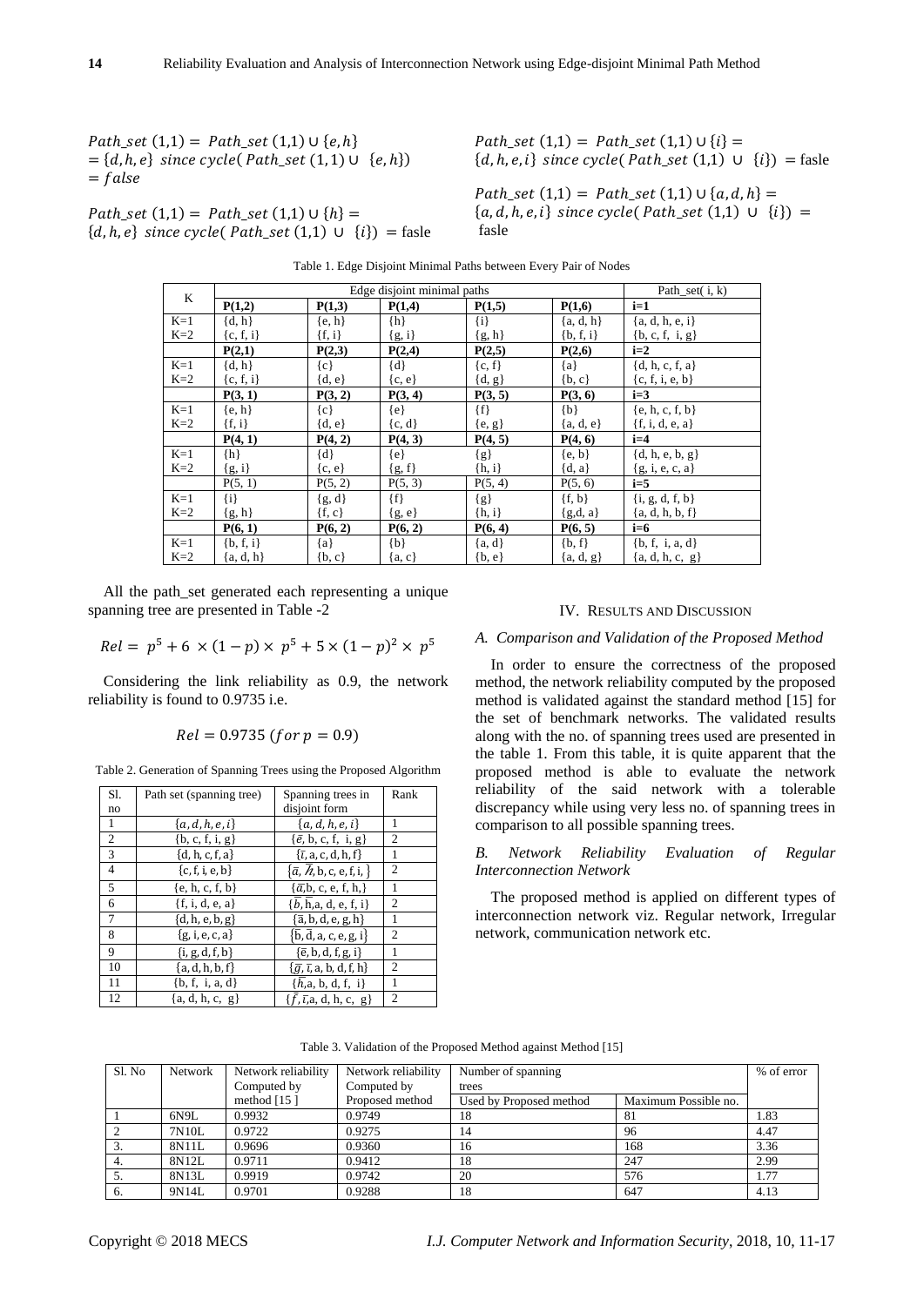$Path\_set\ (1,1) = Path\_set\ (1,1) \cup \{e, h\}$
$= \{d, h, e\}\ since\ cycle(\ Path\_set\ (1,1) \cup\ \{e, h\})$
$= false$

$Path\_set\ (1,1) = Path\_set\ (1,1) \cup \{h\} =$
$\{d, h, e\}\ since\ cycle(\ Path\_set\ (1,1)\ \cup\ \{i\})\ = fasle$

$Path\_set\ (1,1) = Path\_set\ (1,1) \cup \{i\} =$
$\{d, h, e, i\}\ since\ cycle(\ Path\_set\ (1,1)\ \cup\ \{i\})\ = fasle$

$Path\_set\ (1,1) = Path\_set\ (1,1) \cup \{a, d, h\} =$
$\{a, d, h, e, i\}\ since\ cycle(\ Path\_set\ (1,1)\ \cup\ \{i\})\ =$
fasle

Table 1. Edge Disjoint Minimal Paths between Every Pair of Nodes

| K | Edge disjoint minimal paths | | | | | Path_set( i, k) |
|---|---|---|---|---|---|---|
| | **P(1,2)** | **P(1,3)** | **P(1,4)** | **P(1,5)** | **P(1,6)** | **i=1** |
| K=1 | {d, h} | {e, h} | {h} | {i} | {a, d, h} | {a, d, h, e, i} |
| K=2 | {c, f, i} | {f, i} | {g, i} | {g, h} | {b, f, i} | {b, c, f, i, g} |
| | **P(2,1)** | **P(2,3)** | **P(2,4)** | **P(2,5)** | **P(2,6)** | **i=2** |
| K=1 | {d, h} | {c} | {d} | {c, f} | {a} | {d, h, c, f, a} |
| K=2 | {c, f, i} | {d, e} | {c, e} | {d, g} | {b, c} | {c, f, i, e, b} |
| | **P(3, 1)** | **P(3, 2)** | **P(3, 4)** | **P(3, 5)** | **P(3, 6)** | **i=3** |
| K=1 | {e, h} | {c} | {e} | {f} | {b} | {e, h, c, f, b} |
| K=2 | {f, i} | {d, e} | {c, d} | {e, g} | {a, d, e} | {f, i, d, e, a} |
| | **P(4, 1)** | **P(4, 2)** | **P(4, 3)** | **P(4, 5)** | **P(4, 6)** | **i=4** |
| K=1 | {h} | {d} | {e} | {g} | {e, b} | {d, h, e, b, g} |
| K=2 | {g, i} | {c, e} | {g, f} | {h, i} | {d, a} | {g, i, e, c, a} |
| | P(5, 1) | P(5, 2) | P(5, 3) | P(5, 4) | P(5, 6) | **i=5** |
| K=1 | {i} | {g, d} | {f} | {g} | {f, b} | {i, g, d, f, b} |
| K=2 | {g, h} | {f, c} | {g, e} | {h, i} | {g,d, a} | {a, d, h, b, f} |
| | **P(6, 1)** | **P(6, 2)** | **P(6, 2)** | **P(6, 4)** | **P(6, 5)** | **i=6** |
| K=1 | {b, f, i} | {a} | {b} | {a, d} | {b, f} | {b, f, i, a, d} |
| K=2 | {a, d, h} | {b, c} | {a, c} | {b, e} | {a, d, g} | {a, d, h, c, g} |

All the path_set generated each representing a unique spanning tree are presented in Table -2

$$Rel = p^5 + 6 \times (1-p) \times p^5 + 5 \times (1-p)^2 \times p^5$$

Considering the link reliability as 0.9, the network reliability is found to 0.9735 i.e.

$$Rel = 0.9735\ (for\ p = 0.9)$$

Table 2. Generation of Spanning Trees using the Proposed Algorithm

| Sl. no | Path set (spanning tree) | Spanning trees in disjoint form | Rank |
|---|---|---|---|
| 1 | $\{a, d, h, e, i\}$ | $\{a, d, h, e, i\}$ | 1 |
| 2 | {b, c, f, i, g} | $\{\bar{e}, b, c, f, i, g\}$ | 2 |
| 3 | {d, h, c, f, a} | $\{\bar{\imath}, a, c, d, h, f\}$ | 1 |
| 4 | {c, f, i, e, b} | $\{\bar{a}, \bar{h}, b, c, e, f, i\}$ | 2 |
| 5 | {e, h, c, f, b} | $\{\bar{a}, b, c, e, f, h\}$ | 1 |
| 6 | {f, i, d, e, a} | $\{\bar{b}, \bar{h}, a, d, e, f, i\}$ | 2 |
| 7 | {d, h, e, b, g} | $\{\bar{a}, b, d, e, g, h\}$ | 1 |
| 8 | {g, i, e, c, a} | $\{\bar{b}, \bar{d}, a, c, e, g, i\}$ | 2 |
| 9 | {i, g, d, f, b} | $\{\bar{e}, b, d, f, g, i\}$ | 1 |
| 10 | {a, d, h, b, f} | $\{\bar{g}, \bar{\imath}, a, b, d, f, h\}$ | 2 |
| 11 | {b, f, i, a, d} | $\{\bar{h}, a, b, d, f, i\}$ | 1 |
| 12 | {a, d, h, c, g} | $\{\bar{f}, \bar{\imath}, a, d, h, c, g\}$ | 2 |

## IV. Results and Discussion

### *A. Comparison and Validation of the Proposed Method*

In order to ensure the correctness of the proposed method, the network reliability computed by the proposed method is validated against the standard method [15] for the set of benchmark networks. The validated results along with the no. of spanning trees used are presented in the table 1. From this table, it is quite apparent that the proposed method is able to evaluate the network reliability of the said network with a tolerable discrepancy while using very less no. of spanning trees in comparison to all possible spanning trees.

### *B. Network Reliability Evaluation of Regular Interconnection Network*

The proposed method is applied on different types of interconnection network viz. Regular network, Irregular network, communication network etc.

Table 3. Validation of the Proposed Method against Method [15]

| Sl. No | Network | Network reliability Computed by method [15 ] | Network reliability Computed by Proposed method | Number of spanning trees | | % of error |
|---|---|---|---|---|---|---|
| | | | | Used by Proposed method | Maximum Possible no. | |
| 1 | 6N9L | 0.9932 | 0.9749 | 18 | 81 | 1.83 |
| 2 | 7N10L | 0.9722 | 0.9275 | 14 | 96 | 4.47 |
| 3. | 8N11L | 0.9696 | 0.9360 | 16 | 168 | 3.36 |
| 4. | 8N12L | 0.9711 | 0.9412 | 18 | 247 | 2.99 |
| 5. | 8N13L | 0.9919 | 0.9742 | 20 | 576 | 1.77 |
| 6. | 9N14L | 0.9701 | 0.9288 | 18 | 647 | 4.13 |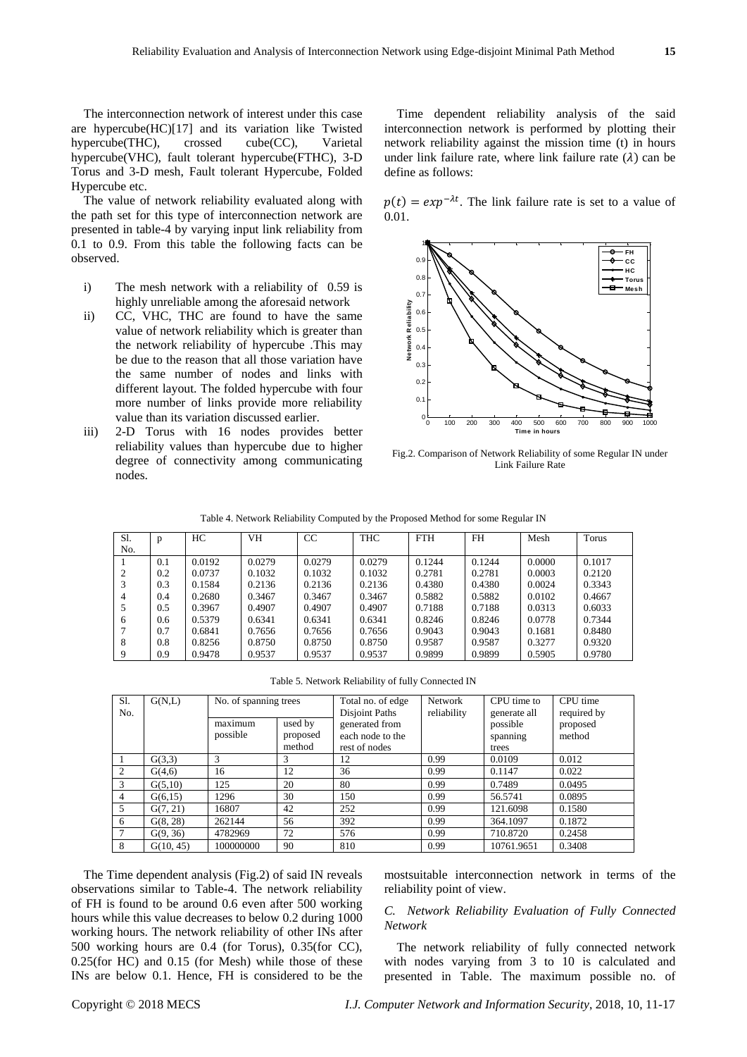The interconnection network of interest under this case are hypercube(HC)[17] and its variation like Twisted hypercube(THC), crossed cube(CC), Varietal hypercube(VHC), fault tolerant hypercube(FTHC), 3-D Torus and 3-D mesh, Fault tolerant Hypercube, Folded Hypercube etc.

The value of network reliability evaluated along with the path set for this type of interconnection network are presented in table-4 by varying input link reliability from 0.1 to 0.9. From this table the following facts can be observed.

i) The mesh network with a reliability of 0.59 is highly unreliable among the aforesaid network
ii) CC, VHC, THC are found to have the same value of network reliability which is greater than the network reliability of hypercube .This may be due to the reason that all those variation have the same number of nodes and links with different layout. The folded hypercube with four more number of links provide more reliability value than its variation discussed earlier.
iii) 2-D Torus with 16 nodes provides better reliability values than hypercube due to higher degree of connectivity among communicating nodes.

Time dependent reliability analysis of the said interconnection network is performed by plotting their network reliability against the mission time (t) in hours under link failure rate, where link failure rate ($\lambda$) can be define as follows:

$p(t) = exp^{-\lambda t}$. The link failure rate is set to a value of 0.01.

Fig.2. Comparison of Network Reliability of some Regular IN under Link Failure Rate

Table 4. Network Reliability Computed by the Proposed Method for some Regular IN

| Sl. No. | p | HC | VH | CC | THC | FTH | FH | Mesh | Torus |
|---|---|---|---|---|---|---|---|---|---|
| 1 | 0.1 | 0.0192 | 0.0279 | 0.0279 | 0.0279 | 0.1244 | 0.1244 | 0.0000 | 0.1017 |
| 2 | 0.2 | 0.0737 | 0.1032 | 0.1032 | 0.1032 | 0.2781 | 0.2781 | 0.0003 | 0.2120 |
| 3 | 0.3 | 0.1584 | 0.2136 | 0.2136 | 0.2136 | 0.4380 | 0.4380 | 0.0024 | 0.3343 |
| 4 | 0.4 | 0.2680 | 0.3467 | 0.3467 | 0.3467 | 0.5882 | 0.5882 | 0.0102 | 0.4667 |
| 5 | 0.5 | 0.3967 | 0.4907 | 0.4907 | 0.4907 | 0.7188 | 0.7188 | 0.0313 | 0.6033 |
| 6 | 0.6 | 0.5379 | 0.6341 | 0.6341 | 0.6341 | 0.8246 | 0.8246 | 0.0778 | 0.7344 |
| 7 | 0.7 | 0.6841 | 0.7656 | 0.7656 | 0.7656 | 0.9043 | 0.9043 | 0.1681 | 0.8480 |
| 8 | 0.8 | 0.8256 | 0.8750 | 0.8750 | 0.8750 | 0.9587 | 0.9587 | 0.3277 | 0.9320 |
| 9 | 0.9 | 0.9478 | 0.9537 | 0.9537 | 0.9537 | 0.9899 | 0.9899 | 0.5905 | 0.9780 |

Table 5. Network Reliability of fully Connected IN

| Sl. No. | G(N,L) | No. of spanning trees | | Total no. of edge Disjoint Paths generated from each node to the rest of nodes | Network reliability | CPU time to generate all possible spanning trees | CPU time required by proposed method |
|---|---|---|---|---|---|---|---|
| | | maximum possible | used by proposed method | | | | |
| 1 | G(3,3) | 3 | 3 | 12 | 0.99 | 0.0109 | 0.012 |
| 2 | G(4,6) | 16 | 12 | 36 | 0.99 | 0.1147 | 0.022 |
| 3 | G(5,10) | 125 | 20 | 80 | 0.99 | 0.7489 | 0.0495 |
| 4 | G(6,15) | 1296 | 30 | 150 | 0.99 | 56.5741 | 0.0895 |
| 5 | G(7, 21) | 16807 | 42 | 252 | 0.99 | 121.6098 | 0.1580 |
| 6 | G(8, 28) | 262144 | 56 | 392 | 0.99 | 364.1097 | 0.1872 |
| 7 | G(9, 36) | 4782969 | 72 | 576 | 0.99 | 710.8720 | 0.2458 |
| 8 | G(10, 45) | 100000000 | 90 | 810 | 0.99 | 10761.9651 | 0.3408 |

The Time dependent analysis (Fig.2) of said IN reveals observations similar to Table-4. The network reliability of FH is found to be around 0.6 even after 500 working hours while this value decreases to below 0.2 during 1000 working hours. The network reliability of other INs after 500 working hours are 0.4 (for Torus), 0.35(for CC), 0.25(for HC) and 0.15 (for Mesh) while those of these INs are below 0.1. Hence, FH is considered to be the mostsuitable interconnection network in terms of the reliability point of view.

### *C. Network Reliability Evaluation of Fully Connected Network*

The network reliability of fully connected network with nodes varying from 3 to 10 is calculated and presented in Table. The maximum possible no. of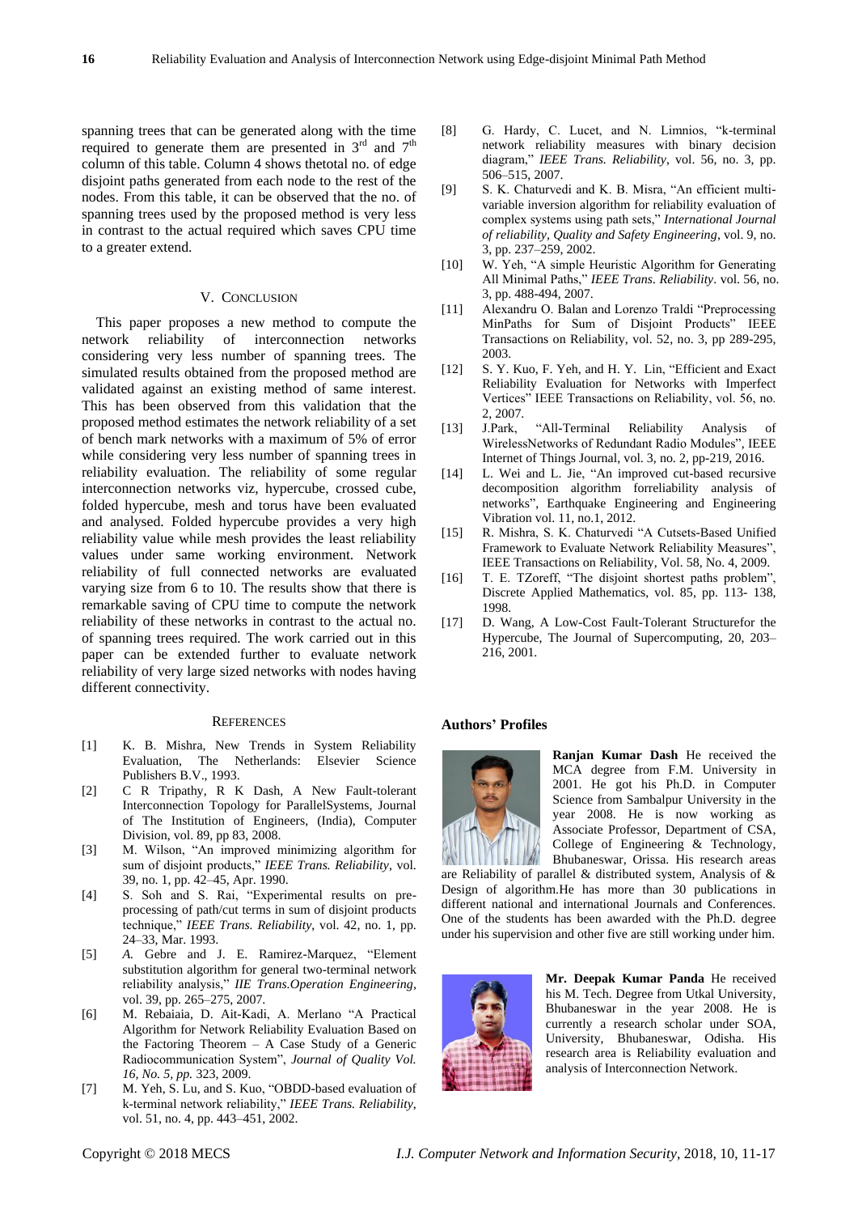spanning trees that can be generated along with the time required to generate them are presented in 3rd and 7th column of this table. Column 4 shows thetotal no. of edge disjoint paths generated from each node to the rest of the nodes. From this table, it can be observed that the no. of spanning trees used by the proposed method is very less in contrast to the actual required which saves CPU time to a greater extend.

## V. Conclusion

This paper proposes a new method to compute the network reliability of interconnection networks considering very less number of spanning trees. The simulated results obtained from the proposed method are validated against an existing method of same interest. This has been observed from this validation that the proposed method estimates the network reliability of a set of bench mark networks with a maximum of 5% of error while considering very less number of spanning trees in reliability evaluation. The reliability of some regular interconnection networks viz, hypercube, crossed cube, folded hypercube, mesh and torus have been evaluated and analysed. Folded hypercube provides a very high reliability value while mesh provides the least reliability values under same working environment. Network reliability of full connected networks are evaluated varying size from 6 to 10. The results show that there is remarkable saving of CPU time to compute the network reliability of these networks in contrast to the actual no. of spanning trees required. The work carried out in this paper can be extended further to evaluate network reliability of very large sized networks with nodes having different connectivity.

## References

[1] K. B. Mishra, New Trends in System Reliability Evaluation, The Netherlands: Elsevier Science Publishers B.V., 1993.

[2] C R Tripathy, R K Dash, A New Fault-tolerant Interconnection Topology for ParallelSystems, Journal of The Institution of Engineers, (India), Computer Division, vol. 89, pp 83, 2008.

[3] M. Wilson, "An improved minimizing algorithm for sum of disjoint products," *IEEE Trans. Reliability*, vol. 39, no. 1, pp. 42–45, Apr. 1990.

[4] S. Soh and S. Rai, "Experimental results on preprocessing of path/cut terms in sum of disjoint products technique," *IEEE Trans. Reliability*, vol. 42, no. 1, pp. 24–33, Mar. 1993.

[5] *A.* Gebre and J. E. Ramirez-Marquez, "Element substitution algorithm for general two-terminal network reliability analysis," *IIE Trans.Operation Engineering*, vol. 39, pp. 265–275, 2007.

[6] M. Rebaiaia, D. Ait-Kadi, A. Merlano "A Practical Algorithm for Network Reliability Evaluation Based on the Factoring Theorem – A Case Study of a Generic Radiocommunication System", *Journal of Quality Vol. 16, No. 5, pp.* 323, 2009.

[7] M. Yeh, S. Lu, and S. Kuo, "OBDD-based evaluation of k-terminal network reliability," *IEEE Trans. Reliability*, vol. 51, no. 4, pp. 443–451, 2002.

[8] G. Hardy, C. Lucet, and N. Limnios, "k-terminal network reliability measures with binary decision diagram," *IEEE Trans. Reliability*, vol. 56, no. 3, pp. 506–515, 2007.

[9] S. K. Chaturvedi and K. B. Misra, "An efficient multi-variable inversion algorithm for reliability evaluation of complex systems using path sets," *International Journal of reliability, Quality and Safety Engineering*, vol. 9, no. 3, pp. 237–259, 2002.

[10] W. Yeh, "A simple Heuristic Algorithm for Generating All Minimal Paths," *IEEE Trans. Reliability*. vol. 56, no. 3, pp. 488-494, 2007.

[11] Alexandru O. Balan and Lorenzo Traldi "Preprocessing MinPaths for Sum of Disjoint Products" IEEE Transactions on Reliability, vol. 52, no. 3, pp 289-295, 2003.

[12] S. Y. Kuo, F. Yeh, and H. Y. Lin, "Efficient and Exact Reliability Evaluation for Networks with Imperfect Vertices" IEEE Transactions on Reliability, vol. 56, no. 2, 2007.

[13] J.Park, "All-Terminal Reliability Analysis of WirelessNetworks of Redundant Radio Modules", IEEE Internet of Things Journal, vol. 3, no. 2, pp-219, 2016.

[14] L. Wei and L. Jie, "An improved cut-based recursive decomposition algorithm forreliability analysis of networks", Earthquake Engineering and Engineering Vibration vol. 11, no.1, 2012.

[15] R. Mishra, S. K. Chaturvedi "A Cutsets-Based Unified Framework to Evaluate Network Reliability Measures", IEEE Transactions on Reliability, Vol. 58, No. 4, 2009.

[16] T. E. TZoreff, "The disjoint shortest paths problem", Discrete Applied Mathematics, vol. 85, pp. 113- 138, 1998.

[17] D. Wang, A Low-Cost Fault-Tolerant Structurefor the Hypercube, The Journal of Supercomputing, 20, 203–216, 2001.

## Authors' Profiles

**Ranjan Kumar Dash** He received the MCA degree from F.M. University in 2001. He got his Ph.D. in Computer Science from Sambalpur University in the year 2008. He is now working as Associate Professor, Department of CSA, College of Engineering & Technology, Bhubaneswar, Orissa. His research areas are Reliability of parallel & distributed system, Analysis of & Design of algorithm.He has more than 30 publications in different national and international Journals and Conferences. One of the students has been awarded with the Ph.D. degree under his supervision and other five are still working under him.

**Mr. Deepak Kumar Panda** He received his M. Tech. Degree from Utkal University, Bhubaneswar in the year 2008. He is currently a research scholar under SOA, University, Bhubaneswar, Odisha. His research area is Reliability evaluation and analysis of Interconnection Network.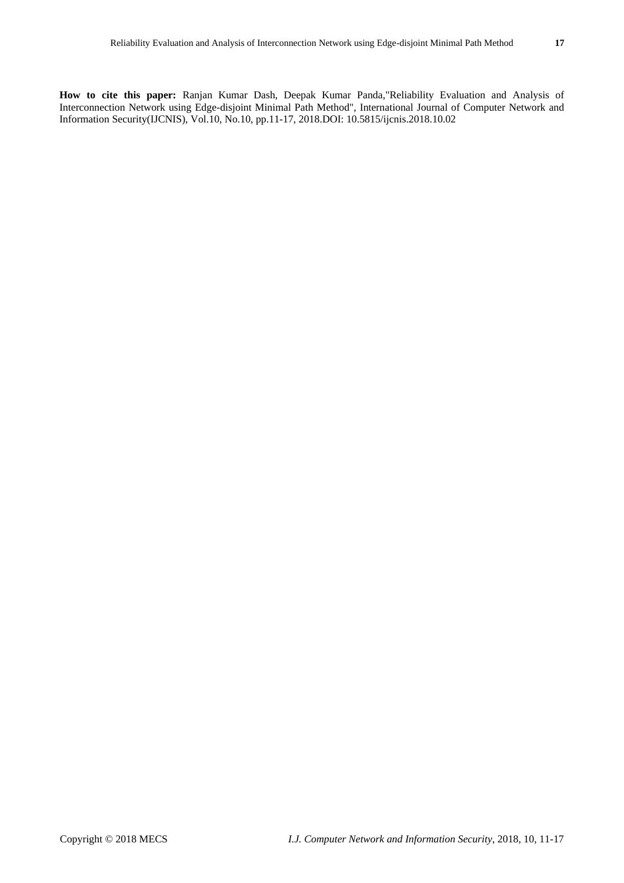**How to cite this paper:** Ranjan Kumar Dash, Deepak Kumar Panda,"Reliability Evaluation and Analysis of Interconnection Network using Edge-disjoint Minimal Path Method", International Journal of Computer Network and Information Security(IJCNIS), Vol.10, No.10, pp.11-17, 2018.DOI: 10.5815/ijcnis.2018.10.02